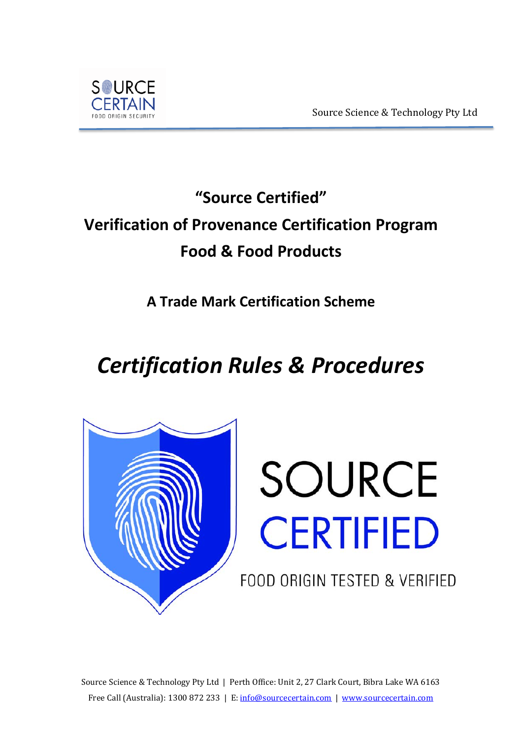Source Science & Technology Pty Ltd

# "Source Certified"

# Verification of Provenance Certification Program

# Food & Food Products

## A Trade Mark Certification Scheme

# *Certification Rules & Procedures*

SOURCE CERTIFIED

FOOD ORIGIN TESTED & VERIFIED

Source Science & Technology Pty Ltd | Perth Office: Unit 2, 27 Clark Court, Bibra Lake WA 6163

Free Call (Australia): 1300 872 233 | E: info@sourcecertain.com | www.sourcecertain.com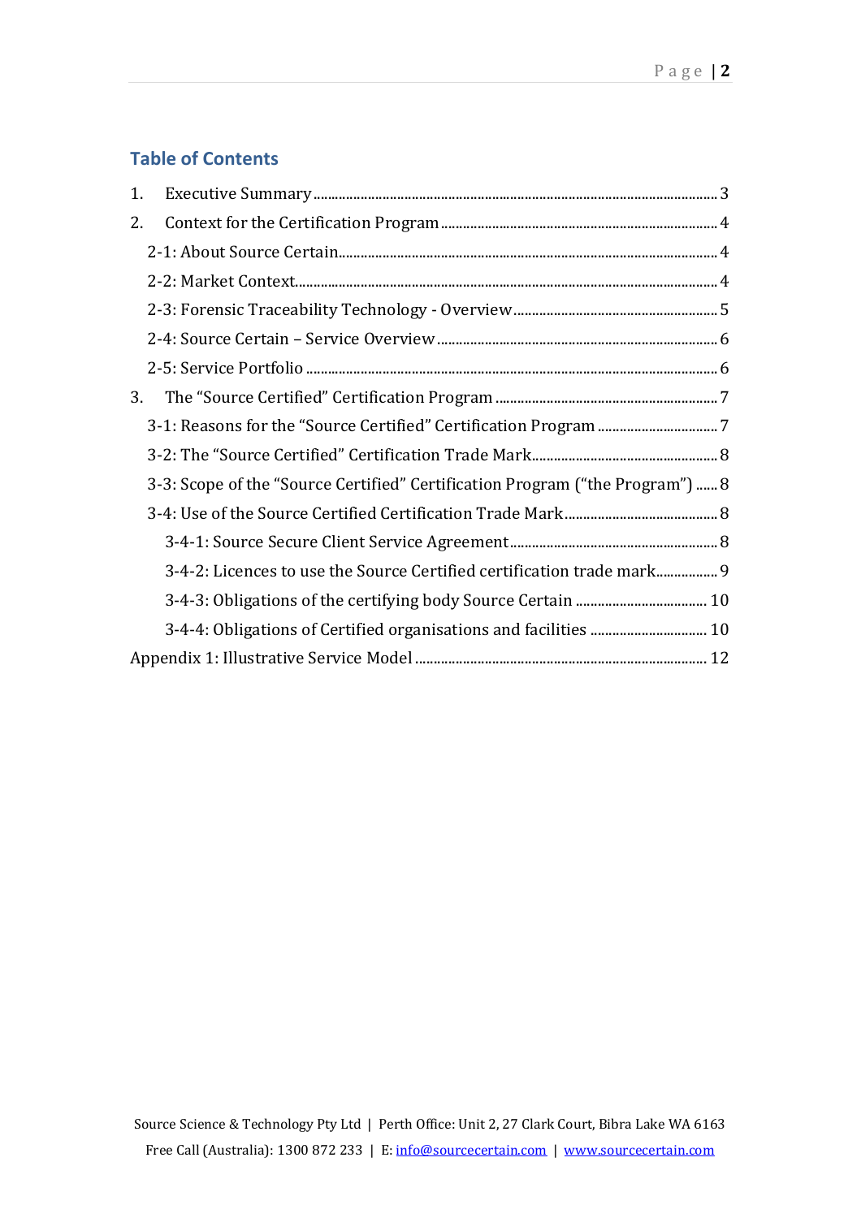## Table of Contents

1. Executive Summary ..... 3
2. Context for the Certification Program ..... 4
   - 2-1: About Source Certain ..... 4
   - 2-2: Market Context ..... 4
   - 2-3: Forensic Traceability Technology - Overview ..... 5
   - 2-4: Source Certain – Service Overview ..... 6
   - 2-5: Service Portfolio ..... 6
3. The "Source Certified" Certification Program ..... 7
   - 3-1: Reasons for the "Source Certified" Certification Program ..... 7
   - 3-2: The "Source Certified" Certification Trade Mark ..... 8
   - 3-3: Scope of the "Source Certified" Certification Program ("the Program") ..... 8
   - 3-4: Use of the Source Certified Certification Trade Mark ..... 8
     - 3-4-1: Source Secure Client Service Agreement ..... 8
     - 3-4-2: Licences to use the Source Certified certification trade mark ..... 9
     - 3-4-3: Obligations of the certifying body Source Certain ..... 10
     - 3-4-4: Obligations of Certified organisations and facilities ..... 10

Appendix 1: Illustrative Service Model ..... 12

Source Science & Technology Pty Ltd | Perth Office: Unit 2, 27 Clark Court, Bibra Lake WA 6163
Free Call (Australia): 1300 872 233 | E: info@sourcecertain.com | www.sourcecertain.com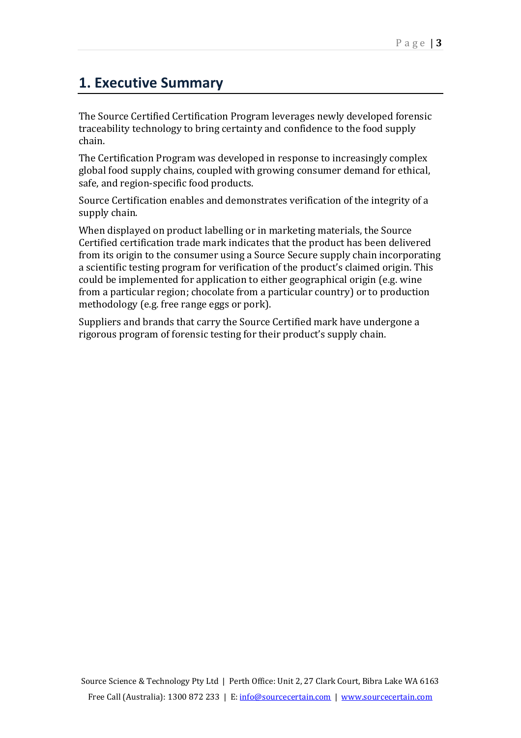# 1. Executive Summary

The Source Certified Certification Program leverages newly developed forensic traceability technology to bring certainty and confidence to the food supply chain.

The Certification Program was developed in response to increasingly complex global food supply chains, coupled with growing consumer demand for ethical, safe, and region-specific food products.

Source Certification enables and demonstrates verification of the integrity of a supply chain.

When displayed on product labelling or in marketing materials, the Source Certified certification trade mark indicates that the product has been delivered from its origin to the consumer using a Source Secure supply chain incorporating a scientific testing program for verification of the product's claimed origin. This could be implemented for application to either geographical origin (e.g. wine from a particular region; chocolate from a particular country) or to production methodology (e.g. free range eggs or pork).

Suppliers and brands that carry the Source Certified mark have undergone a rigorous program of forensic testing for their product's supply chain.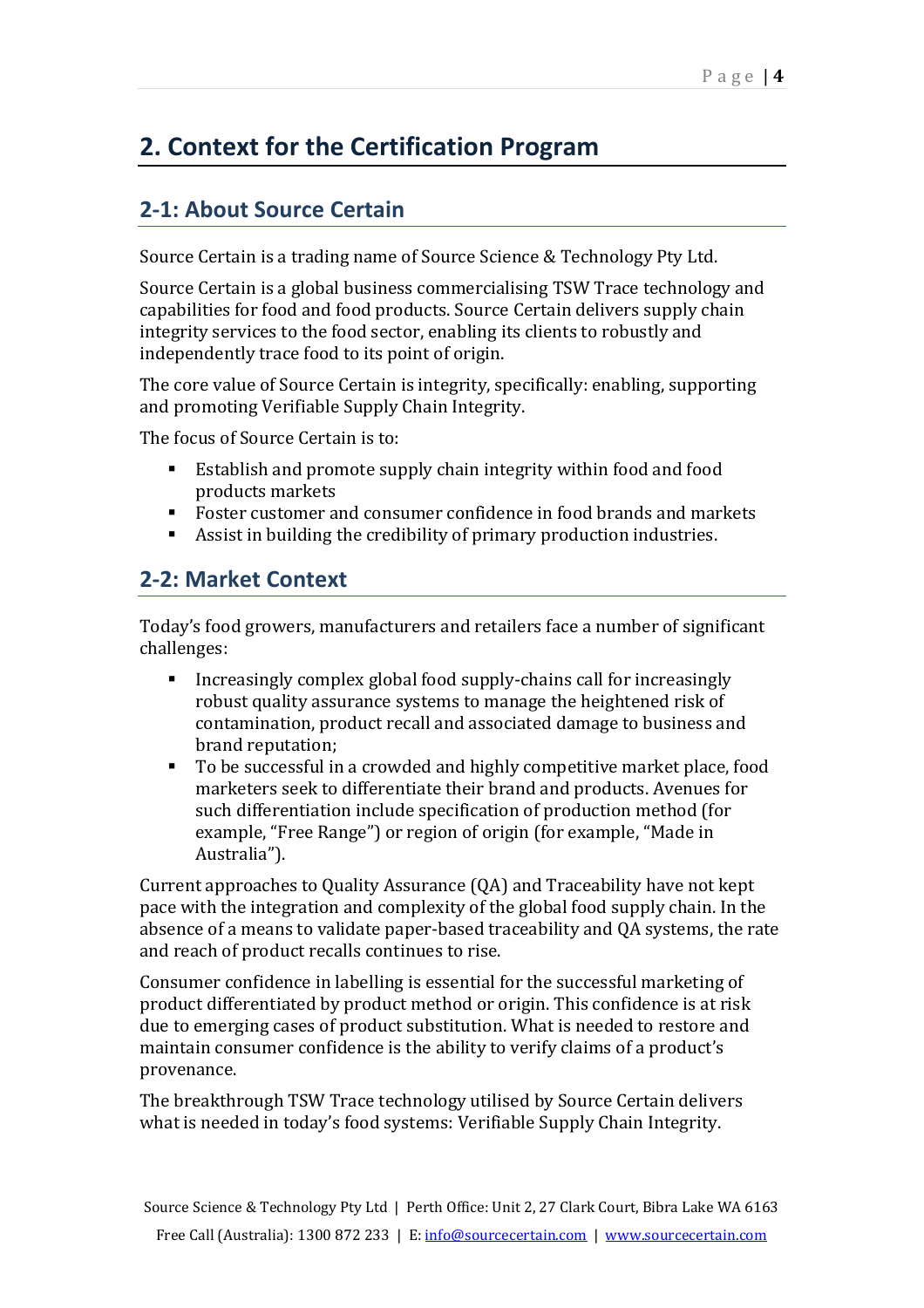# 2. Context for the Certification Program

## 2-1: About Source Certain

Source Certain is a trading name of Source Science & Technology Pty Ltd.

Source Certain is a global business commercialising TSW Trace technology and capabilities for food and food products. Source Certain delivers supply chain integrity services to the food sector, enabling its clients to robustly and independently trace food to its point of origin.

The core value of Source Certain is integrity, specifically: enabling, supporting and promoting Verifiable Supply Chain Integrity.

The focus of Source Certain is to:

- Establish and promote supply chain integrity within food and food products markets
- Foster customer and consumer confidence in food brands and markets
- Assist in building the credibility of primary production industries.

## 2-2: Market Context

Today's food growers, manufacturers and retailers face a number of significant challenges:

- Increasingly complex global food supply-chains call for increasingly robust quality assurance systems to manage the heightened risk of contamination, product recall and associated damage to business and brand reputation;
- To be successful in a crowded and highly competitive market place, food marketers seek to differentiate their brand and products. Avenues for such differentiation include specification of production method (for example, "Free Range") or region of origin (for example, "Made in Australia").

Current approaches to Quality Assurance (QA) and Traceability have not kept pace with the integration and complexity of the global food supply chain. In the absence of a means to validate paper-based traceability and QA systems, the rate and reach of product recalls continues to rise.

Consumer confidence in labelling is essential for the successful marketing of product differentiated by product method or origin. This confidence is at risk due to emerging cases of product substitution. What is needed to restore and maintain consumer confidence is the ability to verify claims of a product's provenance.

The breakthrough TSW Trace technology utilised by Source Certain delivers what is needed in today's food systems: Verifiable Supply Chain Integrity.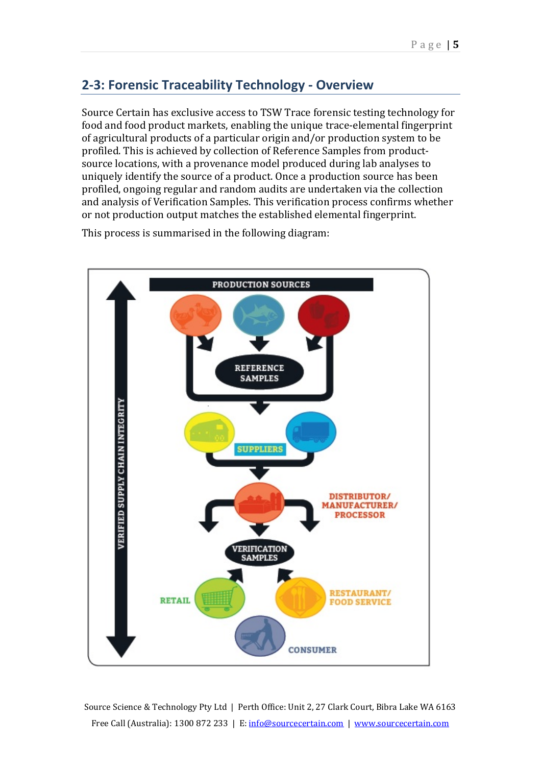## 2-3: Forensic Traceability Technology - Overview

Source Certain has exclusive access to TSW Trace forensic testing technology for food and food product markets, enabling the unique trace-elemental fingerprint of agricultural products of a particular origin and/or production system to be profiled. This is achieved by collection of Reference Samples from product-source locations, with a provenance model produced during lab analyses to uniquely identify the source of a product. Once a production source has been profiled, ongoing regular and random audits are undertaken via the collection and analysis of Verification Samples. This verification process confirms whether or not production output matches the established elemental fingerprint.

This process is summarised in the following diagram: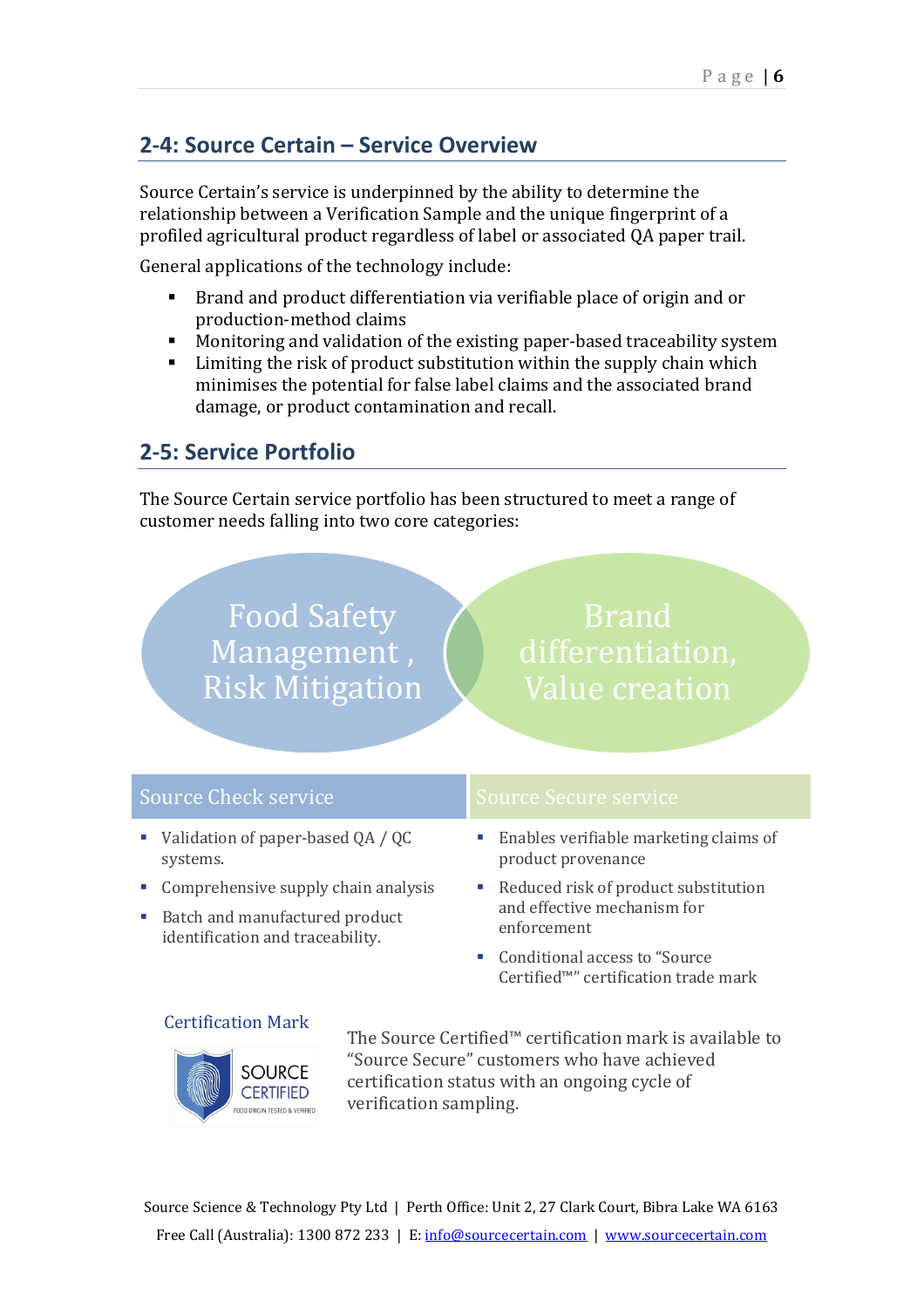## 2-4: Source Certain – Service Overview

Source Certain's service is underpinned by the ability to determine the relationship between a Verification Sample and the unique fingerprint of a profiled agricultural product regardless of label or associated QA paper trail.

General applications of the technology include:

- Brand and product differentiation via verifiable place of origin and or production-method claims
- Monitoring and validation of the existing paper-based traceability system
- Limiting the risk of product substitution within the supply chain which minimises the potential for false label claims and the associated brand damage, or product contamination and recall.

## 2-5: Service Portfolio

The Source Certain service portfolio has been structured to meet a range of customer needs falling into two core categories:

Food Safety Management , Risk Mitigation

Brand differentiation, Value creation

### Source Check service

- Validation of paper-based QA / QC systems.
- Comprehensive supply chain analysis
- Batch and manufactured product identification and traceability.

### Source Secure service

- Enables verifiable marketing claims of product provenance
- Reduced risk of product substitution and effective mechanism for enforcement
- Conditional access to "Source Certified™" certification trade mark

### Certification Mark

SOURCE CERTIFIED
FOOD ORIGIN TESTED & VERIFIED

The Source Certified™ certification mark is available to "Source Secure" customers who have achieved certification status with an ongoing cycle of verification sampling.

Source Science & Technology Pty Ltd | Perth Office: Unit 2, 27 Clark Court, Bibra Lake WA 6163
Free Call (Australia): 1300 872 233 | E: info@sourcecertain.com | www.sourcecertain.com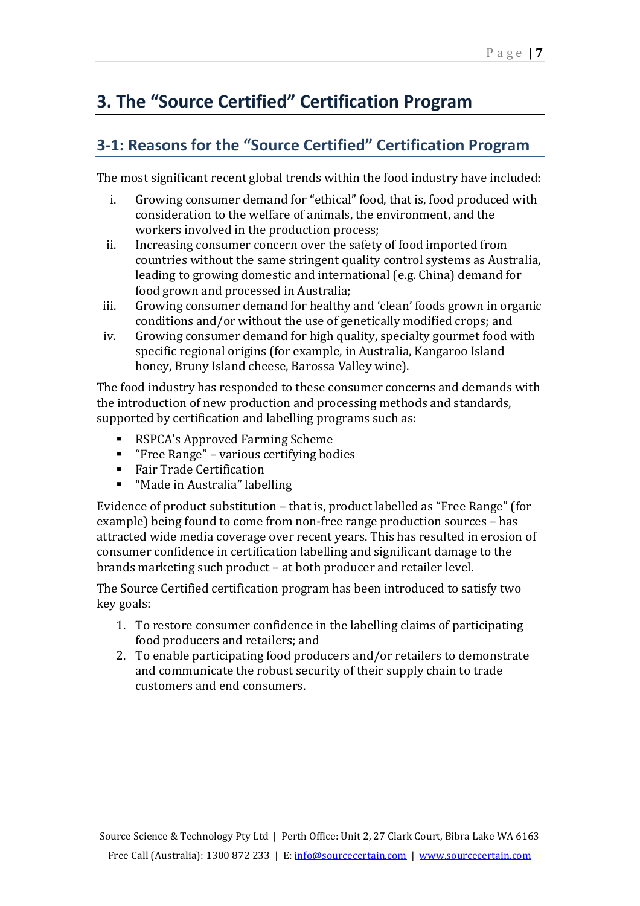# 3. The “Source Certified” Certification Program

## 3-1: Reasons for the “Source Certified” Certification Program

The most significant recent global trends within the food industry have included:

i. Growing consumer demand for “ethical” food, that is, food produced with consideration to the welfare of animals, the environment, and the workers involved in the production process;
ii. Increasing consumer concern over the safety of food imported from countries without the same stringent quality control systems as Australia, leading to growing domestic and international (e.g. China) demand for food grown and processed in Australia;
iii. Growing consumer demand for healthy and ‘clean’ foods grown in organic conditions and/or without the use of genetically modified crops; and
iv. Growing consumer demand for high quality, specialty gourmet food with specific regional origins (for example, in Australia, Kangaroo Island honey, Bruny Island cheese, Barossa Valley wine).

The food industry has responded to these consumer concerns and demands with the introduction of new production and processing methods and standards, supported by certification and labelling programs such as:

- RSPCA’s Approved Farming Scheme
- “Free Range” – various certifying bodies
- Fair Trade Certification
- “Made in Australia” labelling

Evidence of product substitution – that is, product labelled as “Free Range” (for example) being found to come from non-free range production sources – has attracted wide media coverage over recent years. This has resulted in erosion of consumer confidence in certification labelling and significant damage to the brands marketing such product – at both producer and retailer level.

The Source Certified certification program has been introduced to satisfy two key goals:

1. To restore consumer confidence in the labelling claims of participating food producers and retailers; and
2. To enable participating food producers and/or retailers to demonstrate and communicate the robust security of their supply chain to trade customers and end consumers.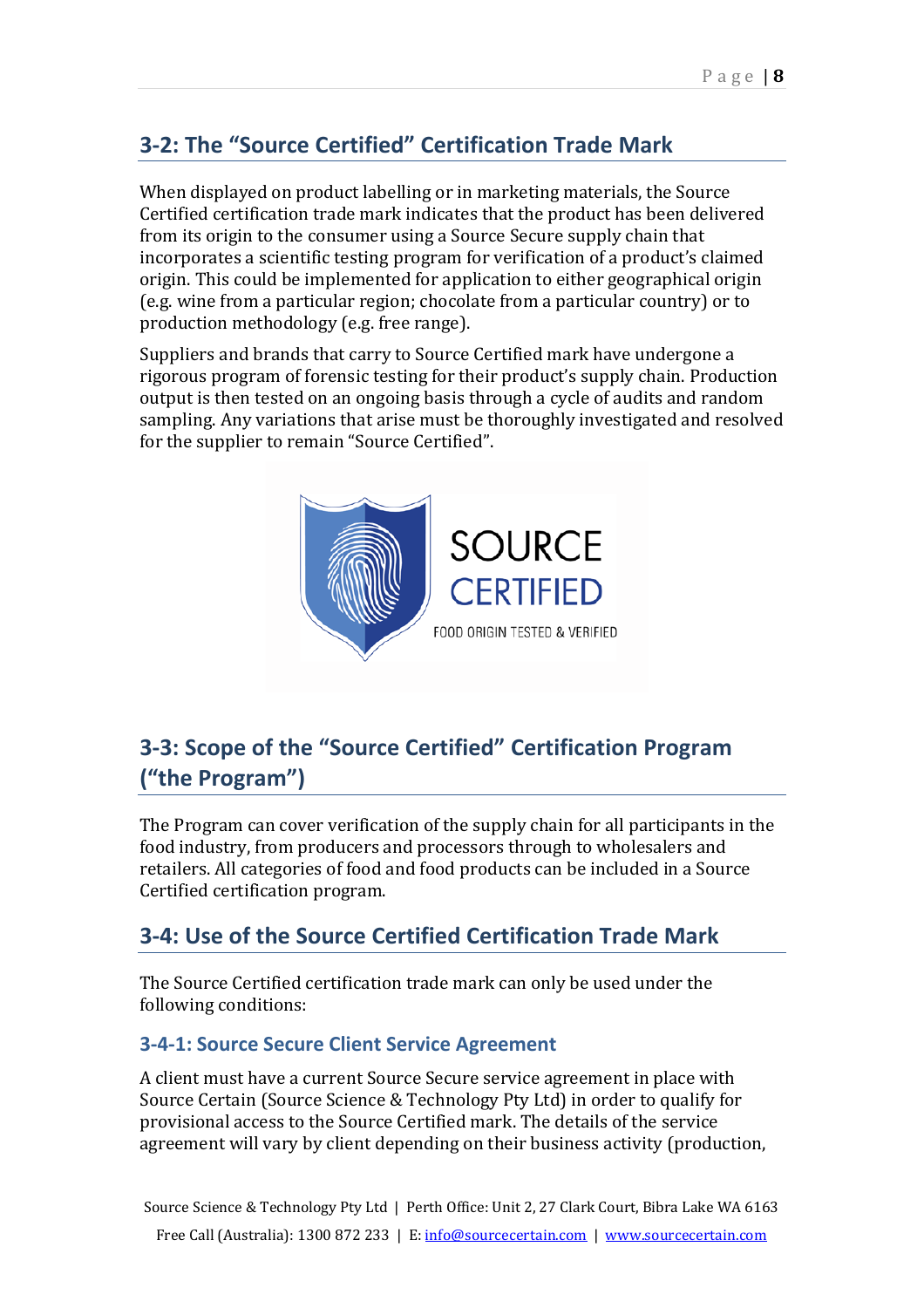## 3-2: The "Source Certified" Certification Trade Mark

When displayed on product labelling or in marketing materials, the Source Certified certification trade mark indicates that the product has been delivered from its origin to the consumer using a Source Secure supply chain that incorporates a scientific testing program for verification of a product's claimed origin. This could be implemented for application to either geographical origin (e.g. wine from a particular region; chocolate from a particular country) or to production methodology (e.g. free range).

Suppliers and brands that carry to Source Certified mark have undergone a rigorous program of forensic testing for their product's supply chain. Production output is then tested on an ongoing basis through a cycle of audits and random sampling. Any variations that arise must be thoroughly investigated and resolved for the supplier to remain "Source Certified".

SOURCE CERTIFIED
FOOD ORIGIN TESTED & VERIFIED

## 3-3: Scope of the "Source Certified" Certification Program ("the Program")

The Program can cover verification of the supply chain for all participants in the food industry, from producers and processors through to wholesalers and retailers. All categories of food and food products can be included in a Source Certified certification program.

## 3-4: Use of the Source Certified Certification Trade Mark

The Source Certified certification trade mark can only be used under the following conditions:

### 3-4-1: Source Secure Client Service Agreement

A client must have a current Source Secure service agreement in place with Source Certain (Source Science & Technology Pty Ltd) in order to qualify for provisional access to the Source Certified mark. The details of the service agreement will vary by client depending on their business activity (production,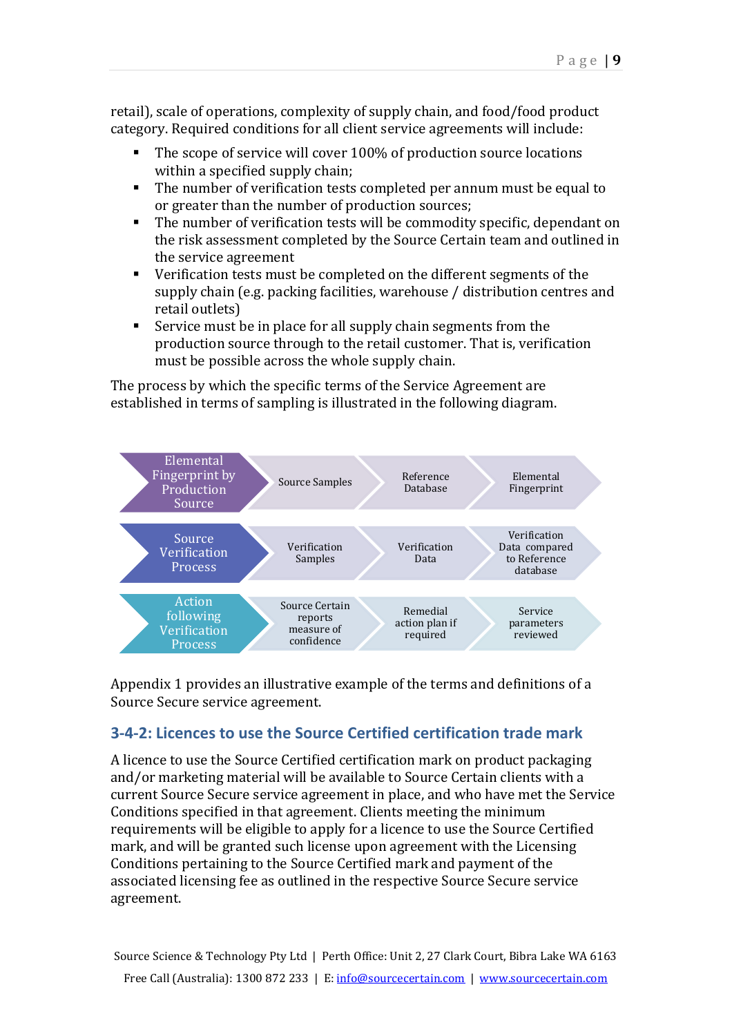retail), scale of operations, complexity of supply chain, and food/food product category. Required conditions for all client service agreements will include:

- The scope of service will cover 100% of production source locations within a specified supply chain;
- The number of verification tests completed per annum must be equal to or greater than the number of production sources;
- The number of verification tests will be commodity specific, dependant on the risk assessment completed by the Source Certain team and outlined in the service agreement
- Verification tests must be completed on the different segments of the supply chain (e.g. packing facilities, warehouse / distribution centres and retail outlets)
- Service must be in place for all supply chain segments from the production source through to the retail customer. That is, verification must be possible across the whole supply chain.

The process by which the specific terms of the Service Agreement are established in terms of sampling is illustrated in the following diagram.

| | | | |
|---|---|---|---|
| Elemental Fingerprint by Production Source | Source Samples | Reference Database | Elemental Fingerprint |
| Source Verification Process | Verification Samples | Verification Data | Verification Data compared to Reference database |
| Action following Verification Process | Source Certain reports measure of confidence | Remedial action plan if required | Service parameters reviewed |

Appendix 1 provides an illustrative example of the terms and definitions of a Source Secure service agreement.

### 3-4-2: Licences to use the Source Certified certification trade mark

A licence to use the Source Certified certification mark on product packaging and/or marketing material will be available to Source Certain clients with a current Source Secure service agreement in place, and who have met the Service Conditions specified in that agreement. Clients meeting the minimum requirements will be eligible to apply for a licence to use the Source Certified mark, and will be granted such license upon agreement with the Licensing Conditions pertaining to the Source Certified mark and payment of the associated licensing fee as outlined in the respective Source Secure service agreement.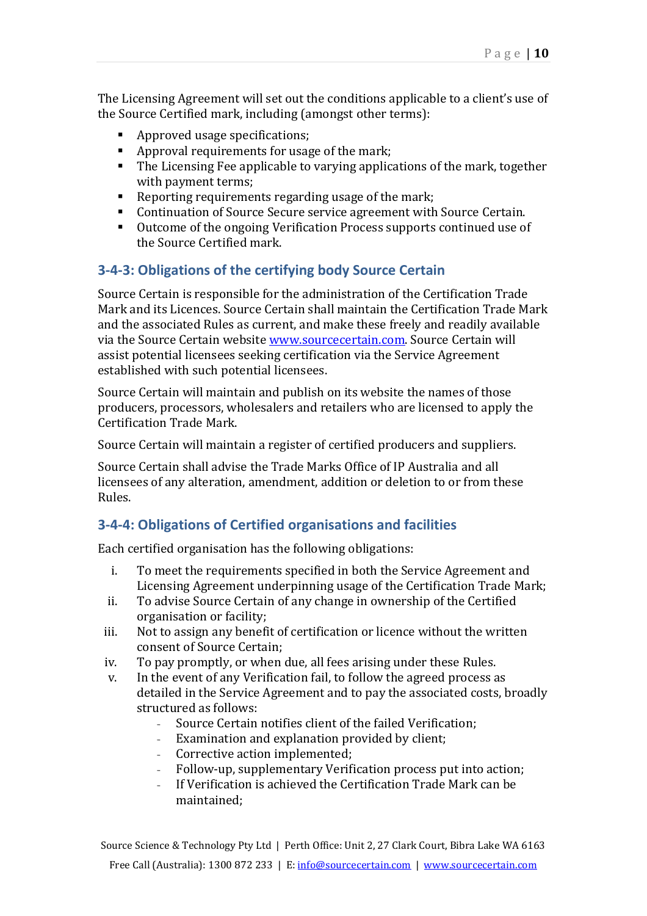The Licensing Agreement will set out the conditions applicable to a client's use of the Source Certified mark, including (amongst other terms):

- Approved usage specifications;
- Approval requirements for usage of the mark;
- The Licensing Fee applicable to varying applications of the mark, together with payment terms;
- Reporting requirements regarding usage of the mark;
- Continuation of Source Secure service agreement with Source Certain.
- Outcome of the ongoing Verification Process supports continued use of the Source Certified mark.

### 3-4-3: Obligations of the certifying body Source Certain

Source Certain is responsible for the administration of the Certification Trade Mark and its Licences. Source Certain shall maintain the Certification Trade Mark and the associated Rules as current, and make these freely and readily available via the Source Certain website www.sourcecertain.com. Source Certain will assist potential licensees seeking certification via the Service Agreement established with such potential licensees.

Source Certain will maintain and publish on its website the names of those producers, processors, wholesalers and retailers who are licensed to apply the Certification Trade Mark.

Source Certain will maintain a register of certified producers and suppliers.

Source Certain shall advise the Trade Marks Office of IP Australia and all licensees of any alteration, amendment, addition or deletion to or from these Rules.

### 3-4-4: Obligations of Certified organisations and facilities

Each certified organisation has the following obligations:

i. To meet the requirements specified in both the Service Agreement and Licensing Agreement underpinning usage of the Certification Trade Mark;
ii. To advise Source Certain of any change in ownership of the Certified organisation or facility;
iii. Not to assign any benefit of certification or licence without the written consent of Source Certain;
iv. To pay promptly, or when due, all fees arising under these Rules.
v. In the event of any Verification fail, to follow the agreed process as detailed in the Service Agreement and to pay the associated costs, broadly structured as follows:
   - Source Certain notifies client of the failed Verification;
   - Examination and explanation provided by client;
   - Corrective action implemented;
   - Follow-up, supplementary Verification process put into action;
   - If Verification is achieved the Certification Trade Mark can be maintained;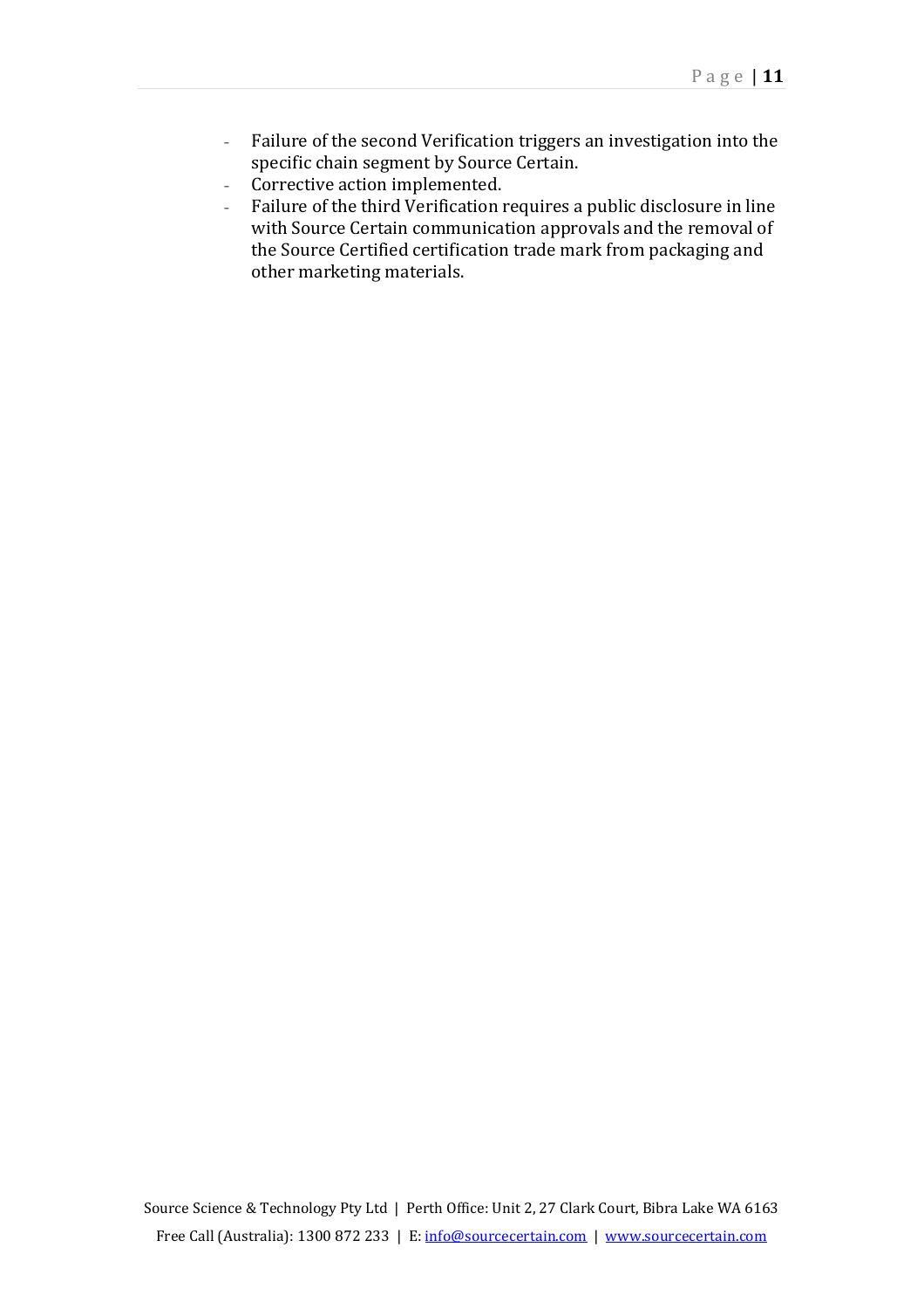- Failure of the second Verification triggers an investigation into the specific chain segment by Source Certain.
- Corrective action implemented.
- Failure of the third Verification requires a public disclosure in line with Source Certain communication approvals and the removal of the Source Certified certification trade mark from packaging and other marketing materials.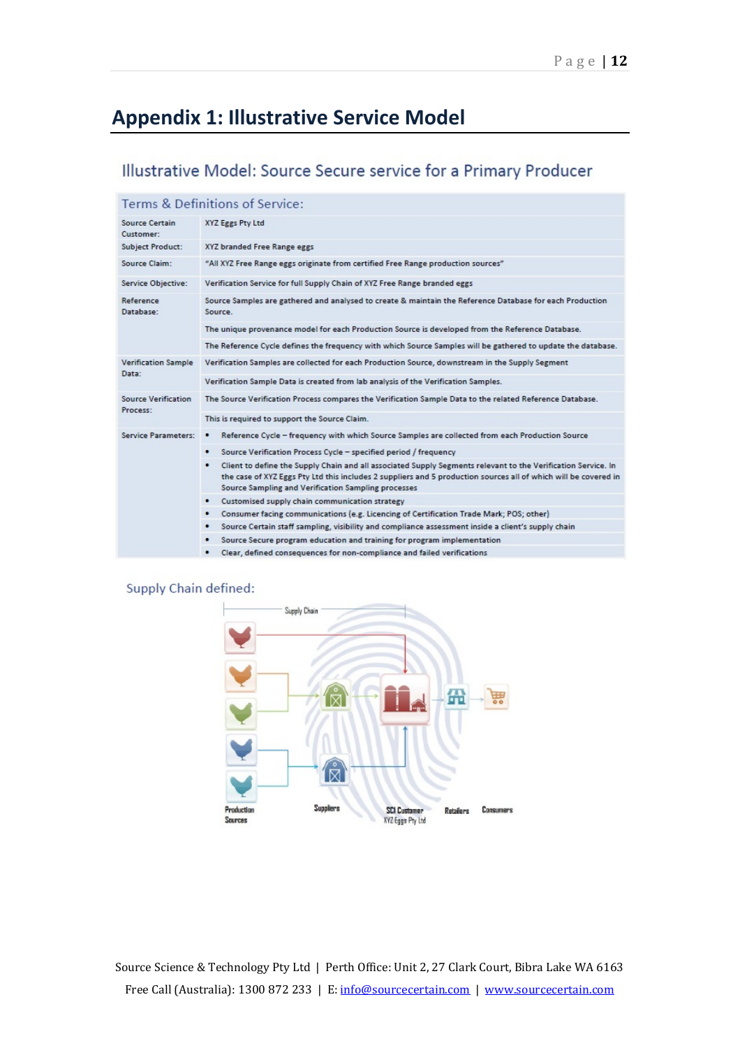# Appendix 1: Illustrative Service Model

## Illustrative Model: Source Secure service for a Primary Producer

| Terms & Definitions of Service: | |
|---|---|
| Source Certain Customer: | XYZ Eggs Pty Ltd |
| Subject Product: | XYZ branded Free Range eggs |
| Source Claim: | "All XYZ Free Range eggs originate from certified Free Range production sources" |
| Service Objective: | Verification Service for full Supply Chain of XYZ Free Range branded eggs |
| Reference Database: | Source Samples are gathered and analysed to create & maintain the Reference Database for each Production Source. |
| | The unique provenance model for each Production Source is developed from the Reference Database. |
| | The Reference Cycle defines the frequency with which Source Samples will be gathered to update the database. |
| Verification Sample Data: | Verification Samples are collected for each Production Source, downstream in the Supply Segment |
| | Verification Sample Data is created from lab analysis of the Verification Samples. |
| Source Verification Process: | The Source Verification Process compares the Verification Sample Data to the related Reference Database. |
| | This is required to support the Source Claim. |
| Service Parameters: | • Reference Cycle – frequency with which Source Samples are collected from each Production Source |
| | • Source Verification Process Cycle – specified period / frequency |
| | • Client to define the Supply Chain and all associated Supply Segments relevant to the Verification Service. In the case of XYZ Eggs Pty Ltd this includes 2 suppliers and 5 production sources all of which will be covered in Source Sampling and Verification Sampling processes |
| | • Customised supply chain communication strategy |
| | • Consumer facing communications (e.g. Licencing of Certification Trade Mark; POS; other) |
| | • Source Certain staff sampling, visibility and compliance assessment inside a client's supply chain |
| | • Source Secure program education and training for program implementation |
| | • Clear, defined consequences for non-compliance and failed verifications |

### Supply Chain defined:

Supply Chain

Production Sources

Suppliers

SCI Customer
XYZ Eggs Pty Ltd

Retailers

Consumers